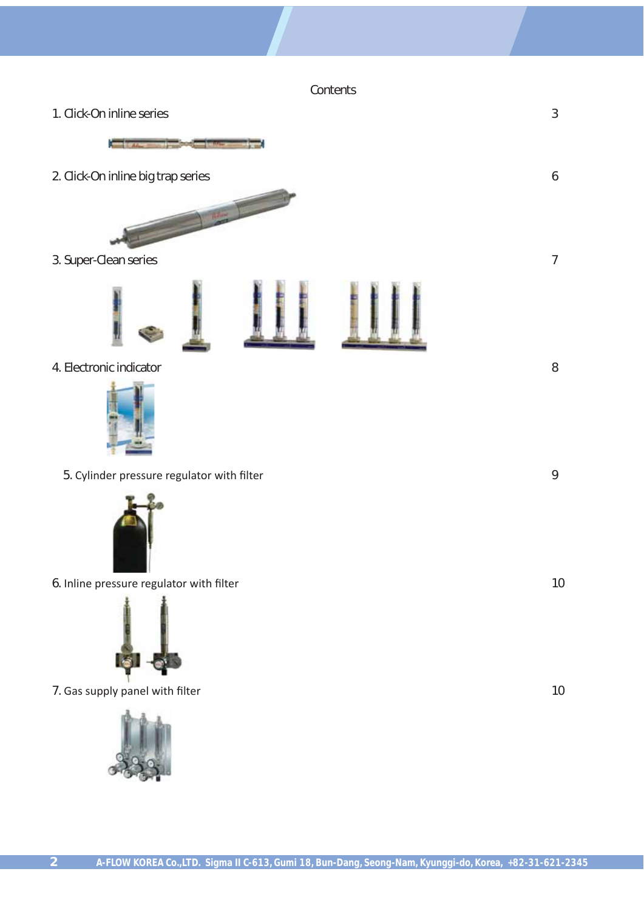# Contents

| | |
|---|---|
| 1. Click-On inline series | 3 |
| 2. Click-On inline big trap series | 6 |
| 3. Super-Clean series | 7 |
| 4. Electronic indicator | 8 |
| 5. Cylinder pressure regulator with filter | 9 |
| 6. Inline pressure regulator with filter | 10 |
| 7. Gas supply panel with filter | 10 |

A-FLOW KOREA Co.,LTD. Sigma II C-613, Gumi 18, Bun-Dang, Seong-Nam, Kyunggi-do, Korea, +82-31-621-2345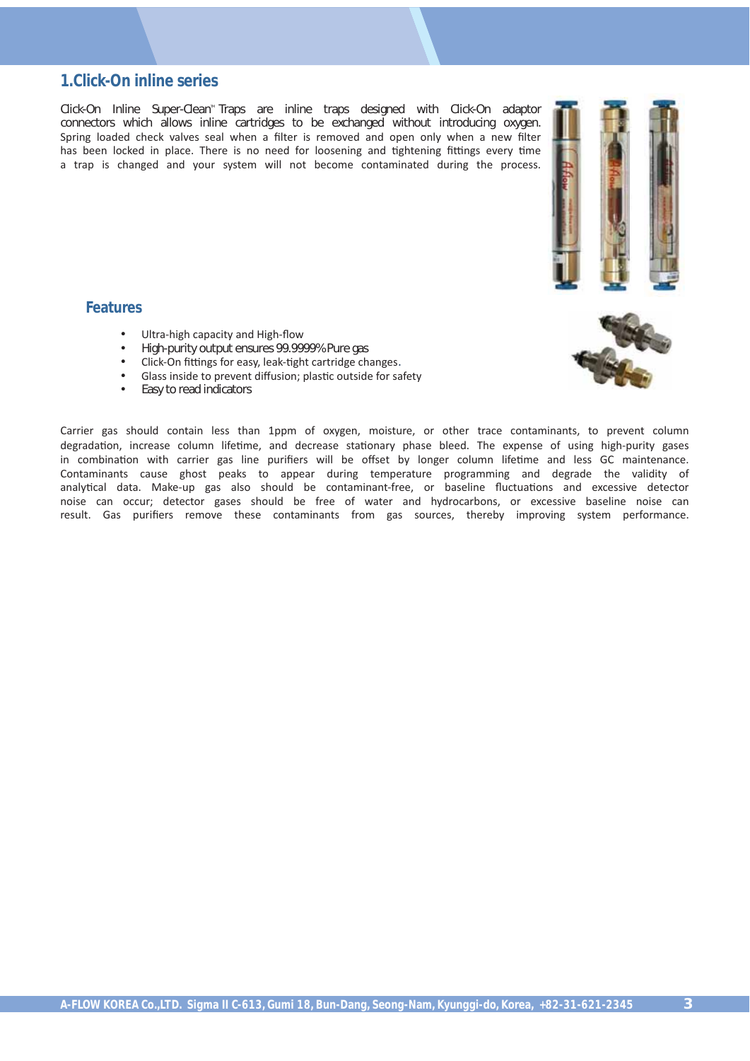## 1.Click-On inline series

Click-On Inline Super-Clean™ Traps are inline traps designed with Click-On adaptor connectors which allows inline cartridges to be exchanged without introducing oxygen. Spring loaded check valves seal when a filter is removed and open only when a new filter has been locked in place. There is no need for loosening and tightening fittings every time a trap is changed and your system will not become contaminated during the process.

### Features

- Ultra-high capacity and High-flow
- High-purity output ensures 99.9999% Pure gas
- Click-On fittings for easy, leak-tight cartridge changes.
- Glass inside to prevent diffusion; plastic outside for safety
- Easy to read indicators

Carrier gas should contain less than 1ppm of oxygen, moisture, or other trace contaminants, to prevent column degradation, increase column lifetime, and decrease stationary phase bleed. The expense of using high-purity gases in combination with carrier gas line purifiers will be offset by longer column lifetime and less GC maintenance. Contaminants cause ghost peaks to appear during temperature programming and degrade the validity of analytical data. Make-up gas also should be contaminant-free, or baseline fluctuations and excessive detector noise can occur; detector gases should be free of water and hydrocarbons, or excessive baseline noise can result. Gas purifiers remove these contaminants from gas sources, thereby improving system performance.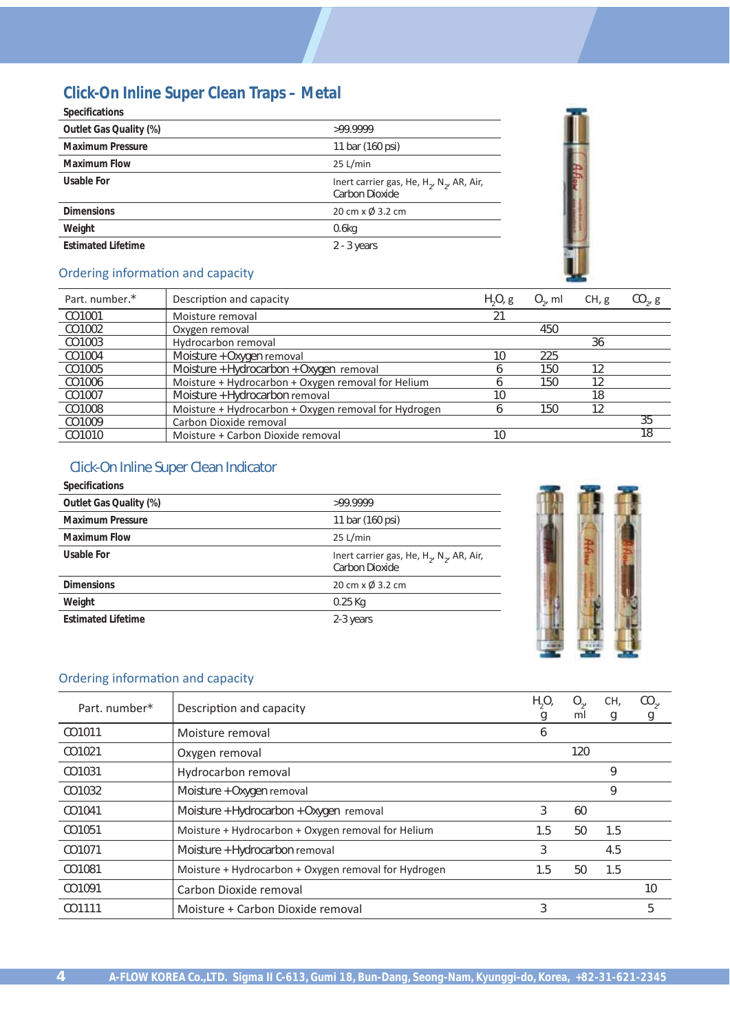## Click-On Inline Super Clean Traps – Metal

**Specifications**

| | |
|---|---|
| **Outlet Gas Quality (%)** | >99.9999 |
| **Maximum Pressure** | 11 bar (160 psi) |
| **Maximum Flow** | 25 L/min |
| **Usable For** | Inert carrier gas, He, $H_2$, $N_2$, AR, Air, Carbon Dioxide |
| **Dimensions** | 20 cm x Ø 3.2 cm |
| **Weight** | 0.6kg |
| **Estimated Lifetime** | 2 - 3 years |

### Ordering information and capacity

| Part. number.* | Description and capacity | $H_2O$, g | $O_2$, ml | CH, g | $CO_2$, g |
|---|---|---|---|---|---|
| CO1001 | Moisture removal | 21 | | | |
| CO1002 | Oxygen removal | | 450 | | |
| CO1003 | Hydrocarbon removal | | | 36 | |
| CO1004 | Moisture + Oxygen removal | 10 | 225 | | |
| CO1005 | Moisture + Hydrocarbon + Oxygen removal | 6 | 150 | 12 | |
| CO1006 | Moisture + Hydrocarbon + Oxygen removal for Helium | 6 | 150 | 12 | |
| CO1007 | Moisture + Hydrocarbon removal | 10 | | 18 | |
| CO1008 | Moisture + Hydrocarbon + Oxygen removal for Hydrogen | 6 | 150 | 12 | |
| CO1009 | Carbon Dioxide removal | | | | 35 |
| CO1010 | Moisture + Carbon Dioxide removal | 10 | | | 18 |

## Click-On Inline Super Clean Indicator

**Specifications**

| | |
|---|---|
| **Outlet Gas Quality (%)** | >99.9999 |
| **Maximum Pressure** | 11 bar (160 psi) |
| **Maximum Flow** | 25 L/min |
| **Usable For** | Inert carrier gas, He, $H_2$, $N_2$, AR, Air, Carbon Dioxide |
| **Dimensions** | 20 cm x Ø 3.2 cm |
| **Weight** | 0.25 Kg |
| **Estimated Lifetime** | 2-3 years |

### Ordering information and capacity

| Part. number* | Description and capacity | $H_2O$, g | $O_2$, ml | CH, g | $CO_2$, g |
|---|---|---|---|---|---|
| CO1011 | Moisture removal | 6 | | | |
| CO1021 | Oxygen removal | | 120 | | |
| CO1031 | Hydrocarbon removal | | | 9 | |
| CO1032 | Moisture + Oxygen removal | | | 9 | |
| CO1041 | Moisture + Hydrocarbon + Oxygen removal | 3 | 60 | | |
| CO1051 | Moisture + Hydrocarbon + Oxygen removal for Helium | 1.5 | 50 | 1.5 | |
| CO1071 | Moisture + Hydrocarbon removal | 3 | | 4.5 | |
| CO1081 | Moisture + Hydrocarbon + Oxygen removal for Hydrogen | 1.5 | 50 | 1.5 | |
| CO1091 | Carbon Dioxide removal | | | | 10 |
| CO1111 | Moisture + Carbon Dioxide removal | 3 | | | 5 |

A-FLOW KOREA Co.,LTD. Sigma II C-613, Gumi 18, Bun-Dang, Seong-Nam, Kyunggi-do, Korea, +82-31-621-2345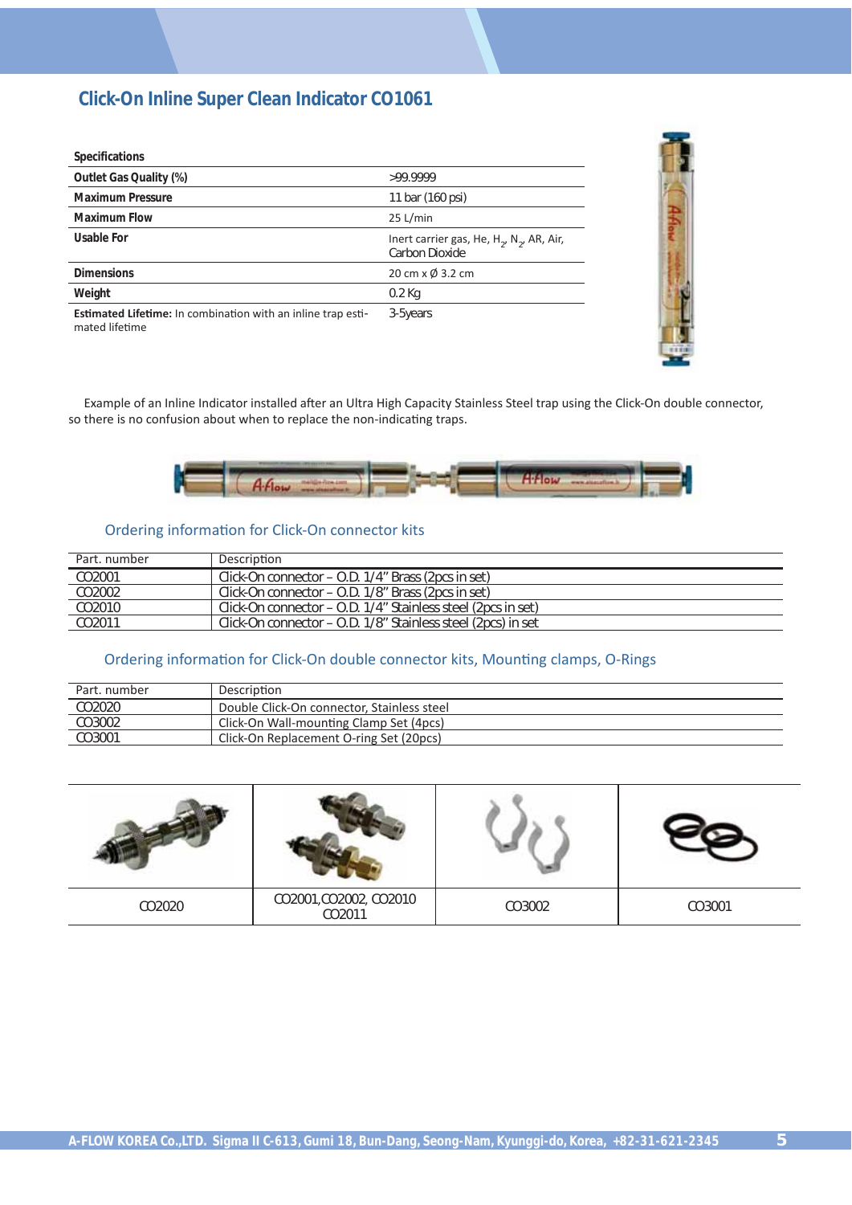## Click-On Inline Super Clean Indicator CO1061

| Specifications | |
|---|---|
| **Outlet Gas Quality (%)** | >99.9999 |
| **Maximum Pressure** | 11 bar (160 psi) |
| **Maximum Flow** | 25 L/min |
| **Usable For** | Inert carrier gas, He, $H_2$, $N_2$, AR, Air, Carbon Dioxide |
| **Dimensions** | 20 cm x Ø 3.2 cm |
| **Weight** | 0.2 Kg |
| **Estimated Lifetime:** In combination with an inline trap estimated lifetime | 3-5years |

Example of an Inline Indicator installed after an Ultra High Capacity Stainless Steel trap using the Click-On double connector, so there is no confusion about when to replace the non-indicating traps.

### Ordering information for Click-On connector kits

| Part. number | Description |
|---|---|
| CO2001 | Click-On connector – O.D. 1/4" Brass (2pcs in set) |
| CO2002 | Click-On connector – O.D. 1/8" Brass (2pcs in set) |
| CO2010 | Click-On connector – O.D. 1/4" Stainless steel (2pcs in set) |
| CO2011 | Click-On connector – O.D. 1/8" Stainless steel (2pcs) in set |

### Ordering information for Click-On double connector kits, Mounting clamps, O-Rings

| Part. number | Description |
|---|---|
| CO2020 | Double Click-On connector, Stainless steel |
| CO3002 | Click-On Wall-mounting Clamp Set (4pcs) |
| CO3001 | Click-On Replacement O-ring Set (20pcs) |

| CO2020 | CO2001,CO2002, CO2010 CO2011 | CO3002 | CO3001 |
|---|---|---|---|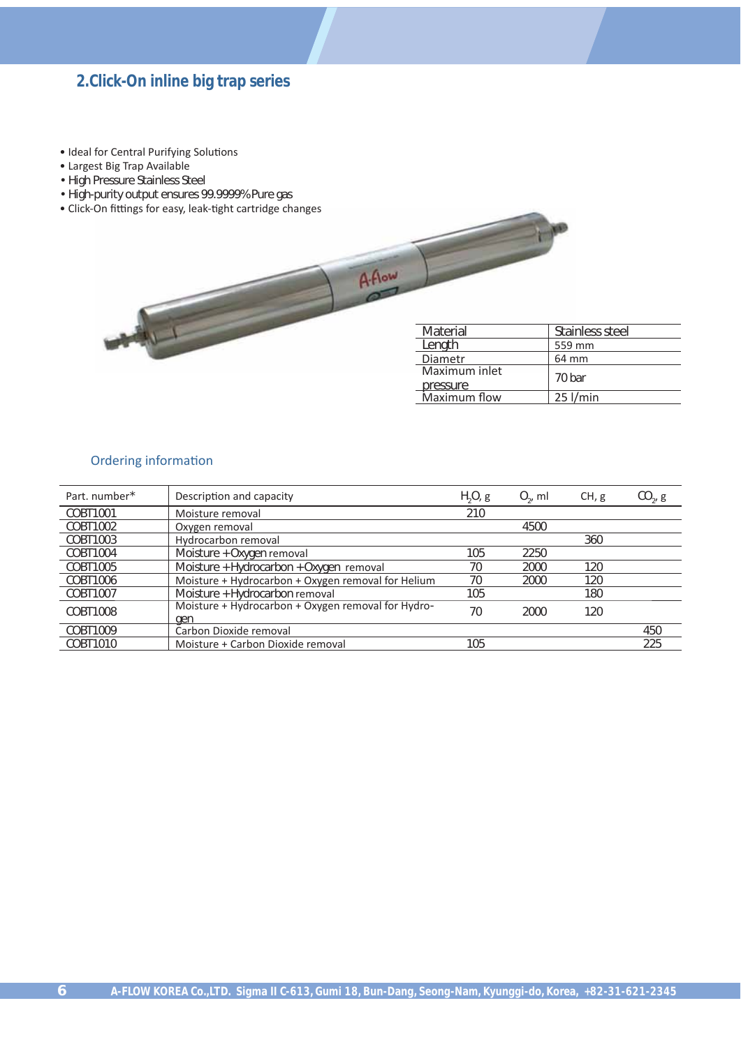## 2.Click-On inline big trap series

- Ideal for Central Purifying Solutions
- Largest Big Trap Available
- High Pressure Stainless Steel
- High-purity output ensures 99.9999% Pure gas
- Click-On fittings for easy, leak-tight cartridge changes

| Material | Stainless steel |
|---|---|
| Length | 559 mm |
| Diametr | 64 mm |
| Maximum inlet pressure | 70 bar |
| Maximum flow | 25 l/min |

### Ordering information

| Part. number* | Description and capacity | $H_2O$, g | $O_2$, ml | CH, g | $CO_2$, g |
|---|---|---|---|---|---|
| COBT1001 | Moisture removal | 210 | | | |
| COBT1002 | Oxygen removal | | 4500 | | |
| COBT1003 | Hydrocarbon removal | | | 360 | |
| COBT1004 | Moisture + Oxygen removal | 105 | 2250 | | |
| COBT1005 | Moisture + Hydrocarbon + Oxygen removal | 70 | 2000 | 120 | |
| COBT1006 | Moisture + Hydrocarbon + Oxygen removal for Helium | 70 | 2000 | 120 | |
| COBT1007 | Moisture + Hydrocarbon removal | 105 | | 180 | |
| COBT1008 | Moisture + Hydrocarbon + Oxygen removal for Hydrogen | 70 | 2000 | 120 | |
| COBT1009 | Carbon Dioxide removal | | | | 450 |
| COBT1010 | Moisture + Carbon Dioxide removal | 105 | | | 225 |

A-FLOW KOREA Co.,LTD. Sigma II C-613, Gumi 18, Bun-Dang, Seong-Nam, Kyunggi-do, Korea, +82-31-621-2345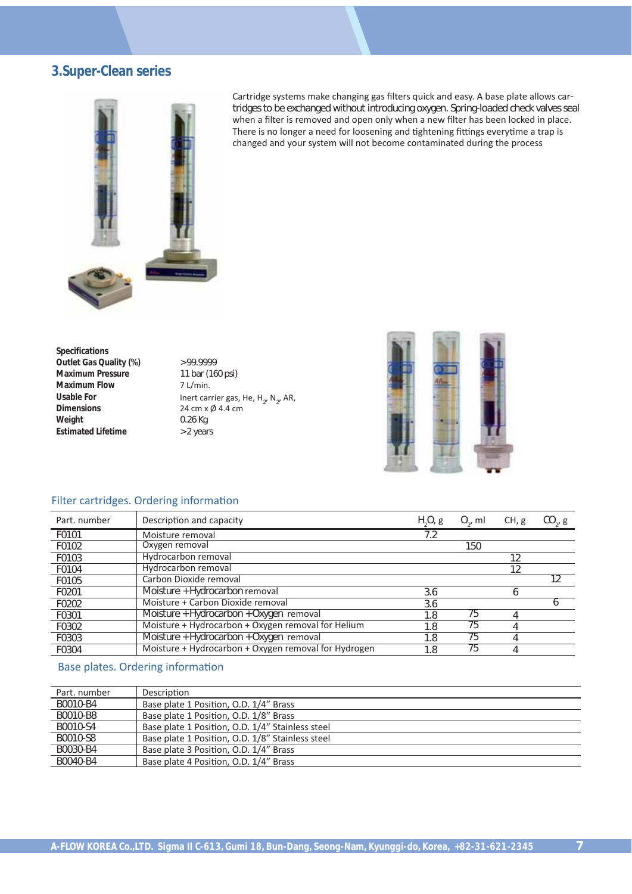## 3.Super-Clean series

Cartridge systems make changing gas filters quick and easy. A base plate allows cartridges to be exchanged without introducing oxygen. Spring-loaded check valves seal when a filter is removed and open only when a new filter has been locked in place. There is no longer a need for loosening and tightening fittings everytime a trap is changed and your system will not become contaminated during the process

**Specifications**

| | |
|---|---|
| **Outlet Gas Quality (%)** | >99.9999 |
| **Maximum Pressure** | 11 bar (160 psi) |
| **Maximum Flow** | 7 L/min. |
| **Usable For** | Inert carrier gas, He, $H_2$, $N_2$, AR, |
| **Dimensions** | 24 cm x Ø 4.4 cm |
| **Weight** | 0.26 Kg |
| **Estimated Lifetime** | >2 years |

### Filter cartridges. Ordering information

| Part. number | Description and capacity | $H_2O$, g | $O_2$, ml | CH, g | $CO_2$, g |
|---|---|---|---|---|---|
| F0101 | Moisture removal | 7.2 | | | |
| F0102 | Oxygen removal | | 150 | | |
| F0103 | Hydrocarbon removal | | | 12 | |
| F0104 | Hydrocarbon removal | | | 12 | |
| F0105 | Carbon Dioxide removal | | | | 12 |
| F0201 | Moisture + Hydrocarbon removal | 3.6 | | 6 | |
| F0202 | Moisture + Carbon Dioxide removal | 3.6 | | | 6 |
| F0301 | Moisture + Hydrocarbon + Oxygen removal | 1.8 | 75 | 4 | |
| F0302 | Moisture + Hydrocarbon + Oxygen removal for Helium | 1.8 | 75 | 4 | |
| F0303 | Moisture + Hydrocarbon + Oxygen removal | 1.8 | 75 | 4 | |
| F0304 | Moisture + Hydrocarbon + Oxygen removal for Hydrogen | 1.8 | 75 | 4 | |

### Base plates. Ordering information

| Part. number | Description |
|---|---|
| B0010-B4 | Base plate 1 Position, O.D. 1/4" Brass |
| B0010-B8 | Base plate 1 Position, O.D. 1/8" Brass |
| B0010-S4 | Base plate 1 Position, O.D. 1/4" Stainless steel |
| B0010-S8 | Base plate 1 Position, O.D. 1/8" Stainless steel |
| B0030-B4 | Base plate 3 Position, O.D. 1/4" Brass |
| B0040-B4 | Base plate 4 Position, O.D. 1/4" Brass |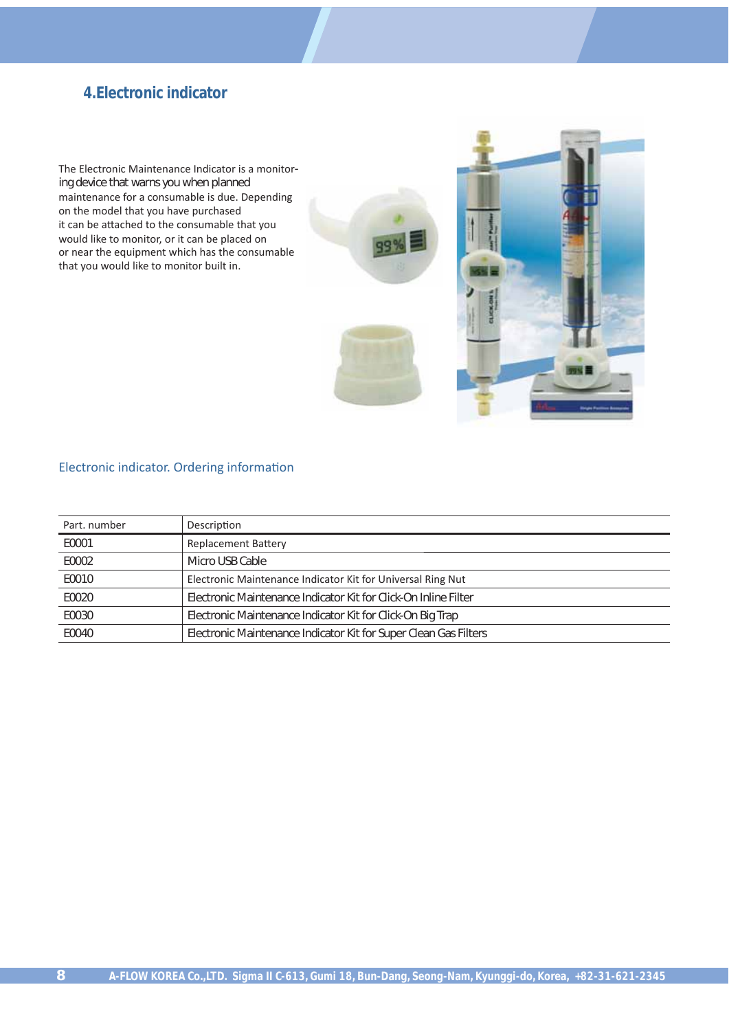## 4.Electronic indicator

The Electronic Maintenance Indicator is a monitoring device that warns you when planned maintenance for a consumable is due. Depending on the model that you have purchased it can be attached to the consumable that you would like to monitor, or it can be placed on or near the equipment which has the consumable that you would like to monitor built in.

### Electronic indicator. Ordering information

| Part. number | Description |
|---|---|
| E0001 | Replacement Battery |
| E0002 | Micro USB Cable |
| E0010 | Electronic Maintenance Indicator Kit for Universal Ring Nut |
| E0020 | Electronic Maintenance Indicator Kit for Click-On Inline Filter |
| E0030 | Electronic Maintenance Indicator Kit for Click-On Big Trap |
| E0040 | Electronic Maintenance Indicator Kit for Super Clean Gas Filters |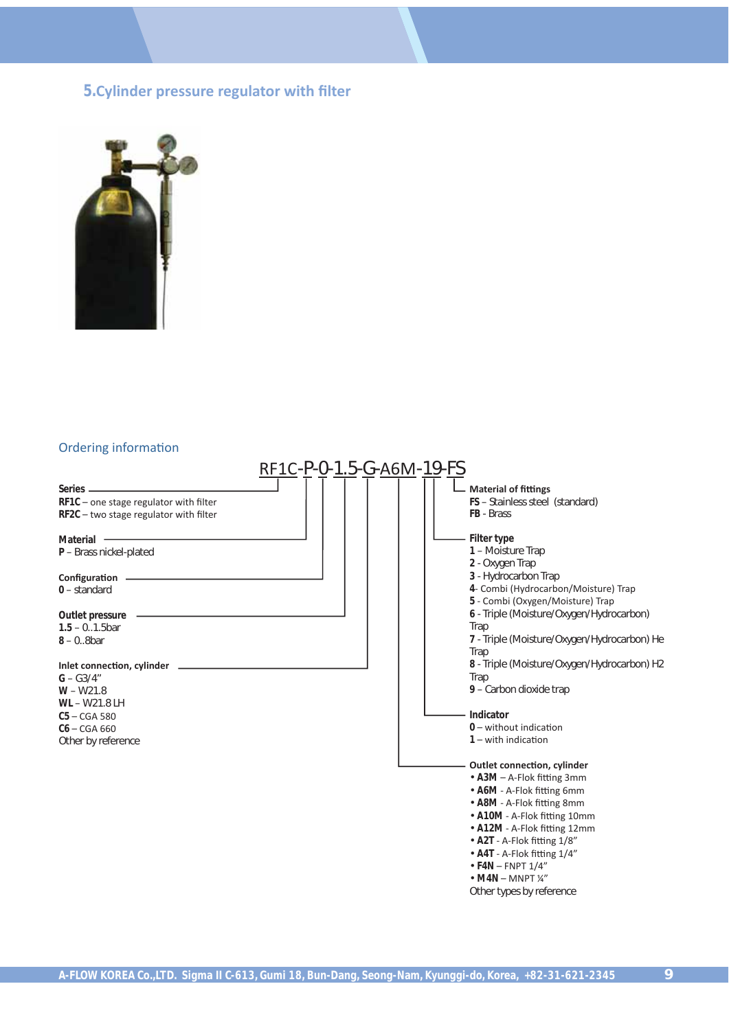## 5.Cylinder pressure regulator with filter

### Ordering information

RF1C-P-0-1.5-G-A6M-19-FS

**Series**
**RF1C** – one stage regulator with filter
**RF2C** – two stage regulator with filter

**Material**
**P** – Brass nickel-plated

**Configuration**
**0** – standard

**Outlet pressure**
**1.5** – 0..1.5bar
**8** – 0..8bar

**Inlet connection, cylinder**
**G** – G3/4"
**W** – W21.8
**WL** – W21.8 LH
**C5** – CGA 580
**C6** – CGA 660
Other by reference

**Material of fittings**
**FS** – Stainless steel (standard)
**FB** - Brass

**Filter type**
**1** – Moisture Trap
**2** - Oxygen Trap
**3** - Hydrocarbon Trap
**4**- Combi (Hydrocarbon/Moisture) Trap
**5** - Combi (Oxygen/Moisture) Trap
**6** - Triple (Moisture/Oxygen/Hydrocarbon) Trap
**7** - Triple (Moisture/Oxygen/Hydrocarbon) He Trap
**8** - Triple (Moisture/Oxygen/Hydrocarbon) H2 Trap
**9** – Carbon dioxide trap

**Indicator**
**0** – without indication
**1** – with indication

**Outlet connection, cylinder**
- **A3M** – A-Flok fitting 3mm
- **A6M** - A-Flok fitting 6mm
- **A8M** - A-Flok fitting 8mm
- **A10M** - A-Flok fitting 10mm
- **A12M** - A-Flok fitting 12mm
- **A2T** - A-Flok fitting 1/8"
- **A4T** - A-Flok fitting 1/4"
- **F4N** – FNPT 1/4"
- **M4N** – MNPT ¼"

Other types by reference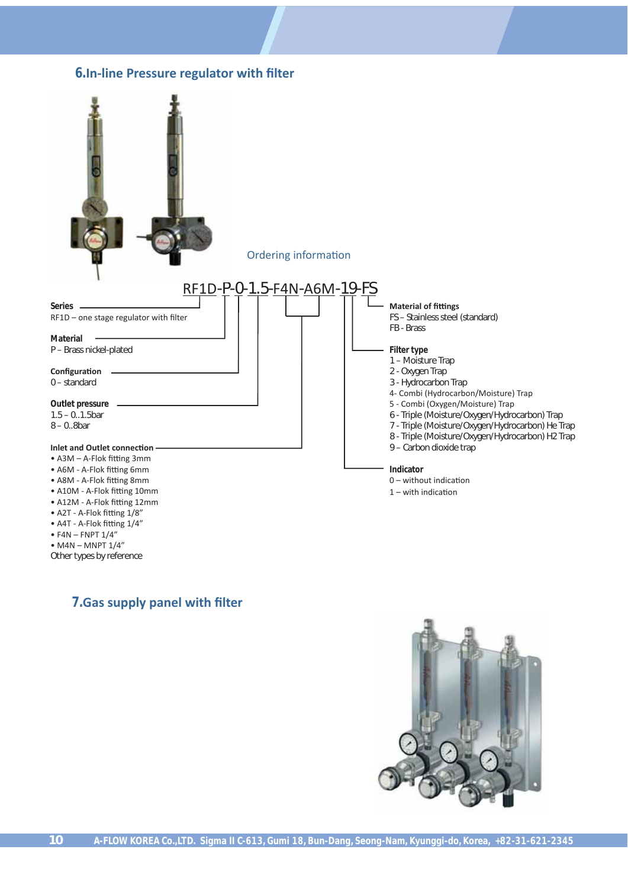## 6.In-line Pressure regulator with filter

Ordering information

RF1D-P-0-1.5-F4N-A6M-19-FS

**Series**
RF1D – one stage regulator with filter

**Material**
P – Brass nickel-plated

**Configuration**
0 – standard

**Outlet pressure**
1.5 – 0..1.5bar
8 – 0..8bar

**Inlet and Outlet connection**
- A3M – A-Flok fitting 3mm
- A6M - A-Flok fitting 6mm
- A8M - A-Flok fitting 8mm
- A10M - A-Flok fitting 10mm
- A12M - A-Flok fitting 12mm
- A2T - A-Flok fitting 1/8”
- A4T - A-Flok fitting 1/4”
- F4N – FNPT 1/4”
- M4N – MNPT 1/4”

Other types by reference

**Material of fittings**
FS – Stainless steel (standard)
FB - Brass

**Filter type**
1 – Moisture Trap
2 - Oxygen Trap
3 - Hydrocarbon Trap
4- Combi (Hydrocarbon/Moisture) Trap
5 - Combi (Oxygen/Moisture) Trap
6 - Triple (Moisture/Oxygen/Hydrocarbon) Trap
7 - Triple (Moisture/Oxygen/Hydrocarbon) He Trap
8 - Triple (Moisture/Oxygen/Hydrocarbon) H2 Trap
9 – Carbon dioxide trap

**Indicator**
0 – without indication
1 – with indication

## 7.Gas supply panel with filter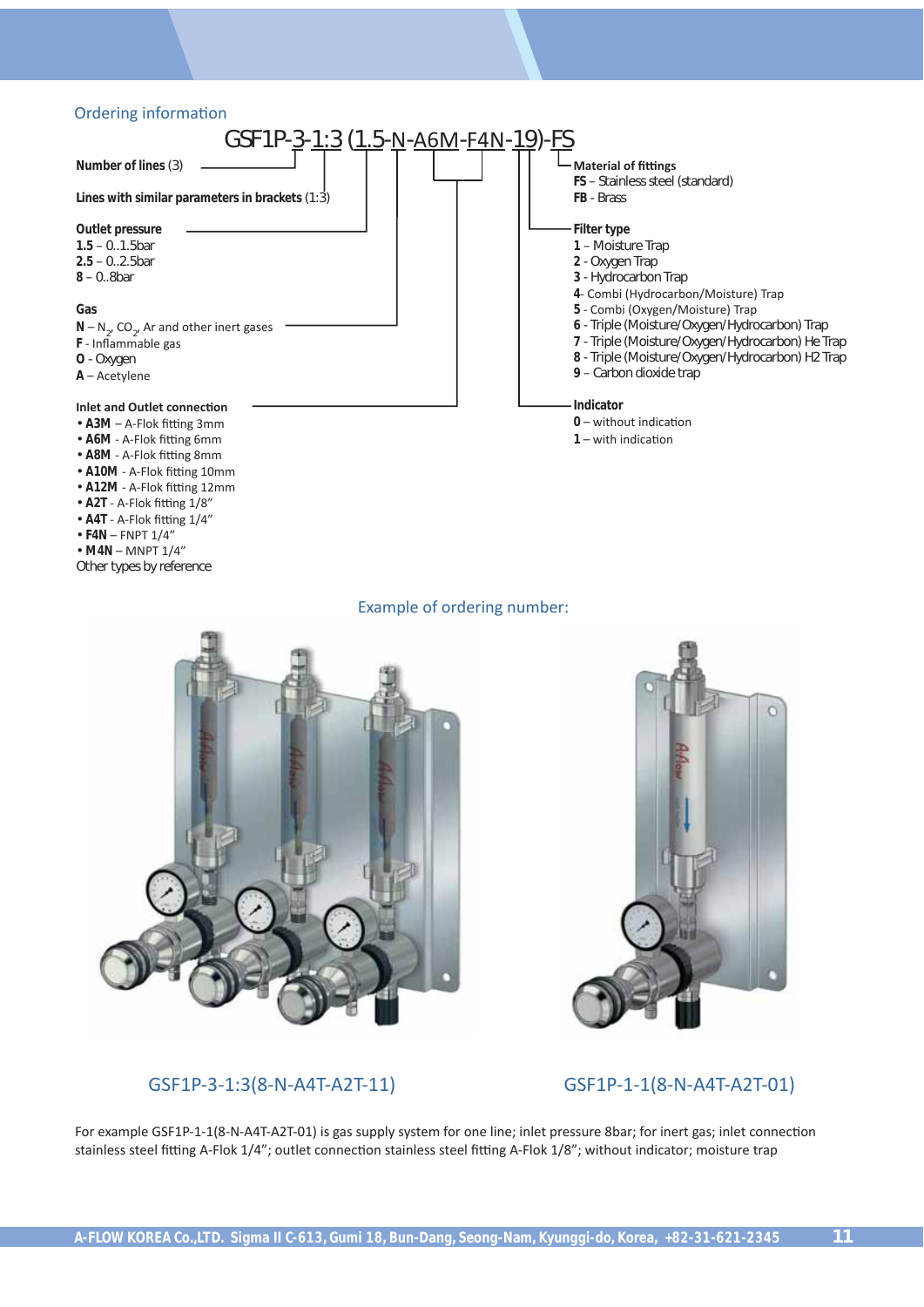## Ordering information

GSF1P-3-1:3 (1.5-N-A6M-F4N-19)-FS

**Number of lines** (3)

**Lines with similar parameters in brackets** (1:3)

**Outlet pressure**
**1.5** – 0..1.5bar
**2.5** – 0..2.5bar
**8** – 0..8bar

**Gas**
**N** – $N_2$, $CO_2$, Ar and other inert gases
**F** - Inflammable gas
**O** - Oxygen
**A** – Acetylene

**Inlet and Outlet connection**
- **A3M** – A-Flok fitting 3mm
- **A6M** - A-Flok fitting 6mm
- **A8M** - A-Flok fitting 8mm
- **A10M** - A-Flok fitting 10mm
- **A12M** - A-Flok fitting 12mm
- **A2T** - A-Flok fitting 1/8”
- **A4T** - A-Flok fitting 1/4”
- **F4N** – FNPT 1/4”
- **M4N** – MNPT 1/4”

Other types by reference

**Material of fittings**
**FS** – Stainless steel (standard)
**FB** - Brass

**Filter type**
**1** – Moisture Trap
**2** - Oxygen Trap
**3** - Hydrocarbon Trap
**4**- Combi (Hydrocarbon/Moisture) Trap
**5** - Combi (Oxygen/Moisture) Trap
**6** - Triple (Moisture/Oxygen/Hydrocarbon) Trap
**7** - Triple (Moisture/Oxygen/Hydrocarbon) He Trap
**8** - Triple (Moisture/Oxygen/Hydrocarbon) H2 Trap
**9** – Carbon dioxide trap

**Indicator**
**0** – without indication
**1** – with indication

## Example of ordering number:

GSF1P-3-1:3(8-N-A4T-A2T-11)

GSF1P-1-1(8-N-A4T-A2T-01)

For example GSF1P-1-1(8-N-A4T-A2T-01) is gas supply system for one line; inlet pressure 8bar; for inert gas; inlet connection stainless steel fitting A-Flok 1/4”; outlet connection stainless steel fitting A-Flok 1/8”; without indicator; moisture trap